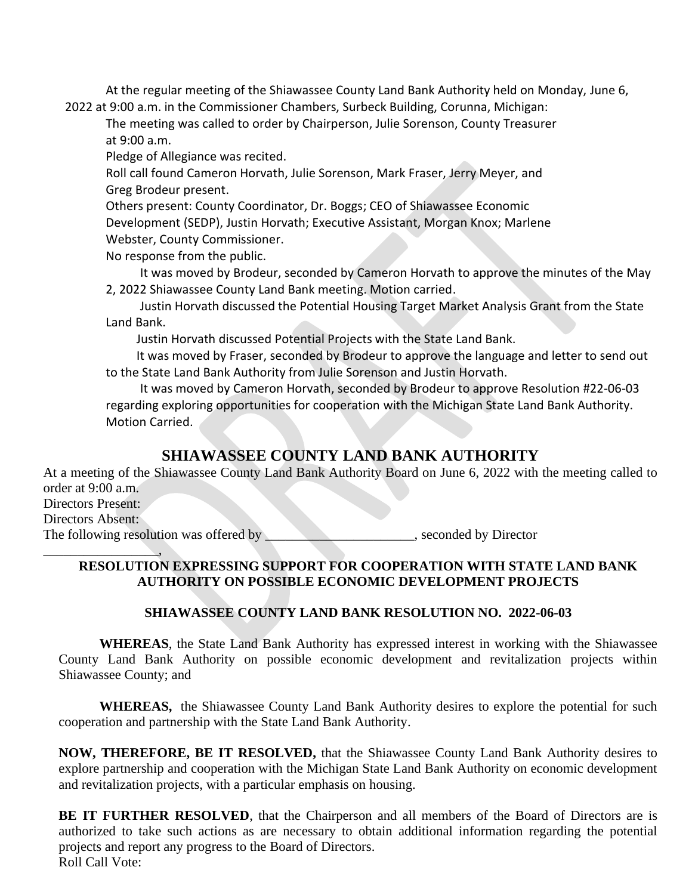At the regular meeting of the Shiawassee County Land Bank Authority held on Monday, June 6, 2022 at 9:00 a.m. in the Commissioner Chambers, Surbeck Building, Corunna, Michigan:

The meeting was called to order by Chairperson, Julie Sorenson, County Treasurer at 9:00 a.m.

Pledge of Allegiance was recited.

Roll call found Cameron Horvath, Julie Sorenson, Mark Fraser, Jerry Meyer, and Greg Brodeur present.

Others present: County Coordinator, Dr. Boggs; CEO of Shiawassee Economic Development (SEDP), Justin Horvath; Executive Assistant, Morgan Knox; Marlene Webster, County Commissioner.

No response from the public.

It was moved by Brodeur, seconded by Cameron Horvath to approve the minutes of the May 2, 2022 Shiawassee County Land Bank meeting. Motion carried.

Justin Horvath discussed the Potential Housing Target Market Analysis Grant from the State Land Bank.

Justin Horvath discussed Potential Projects with the State Land Bank.

It was moved by Fraser, seconded by Brodeur to approve the language and letter to send out to the State Land Bank Authority from Julie Sorenson and Justin Horvath.

It was moved by Cameron Horvath, seconded by Brodeur to approve Resolution #22-06-03 regarding exploring opportunities for cooperation with the Michigan State Land Bank Authority. Motion Carried.

## SHIAWASSEE COUNTY LAND BANK AUTHORITY

At a meeting of the Shiawassee County Land Bank Authority Board on June 6, 2022 with the meeting called to order at 9:00 a.m.

Directors Present:

Directors Absent:

The following resolution was offered by ______________________, seconded by Director _________________,

### RESOLUTION EXPRESSING SUPPORT FOR COOPERATION WITH STATE LAND BANK AUTHORITY ON POSSIBLE ECONOMIC DEVELOPMENT PROJECTS

### SHIAWASSEE COUNTY LAND BANK RESOLUTION NO. 2022-06-03

**WHEREAS**, the State Land Bank Authority has expressed interest in working with the Shiawassee County Land Bank Authority on possible economic development and revitalization projects within Shiawassee County; and

**WHEREAS,** the Shiawassee County Land Bank Authority desires to explore the potential for such cooperation and partnership with the State Land Bank Authority.

**NOW, THEREFORE, BE IT RESOLVED,** that the Shiawassee County Land Bank Authority desires to explore partnership and cooperation with the Michigan State Land Bank Authority on economic development and revitalization projects, with a particular emphasis on housing.

**BE IT FURTHER RESOLVED**, that the Chairperson and all members of the Board of Directors are is authorized to take such actions as are necessary to obtain additional information regarding the potential projects and report any progress to the Board of Directors.

Roll Call Vote: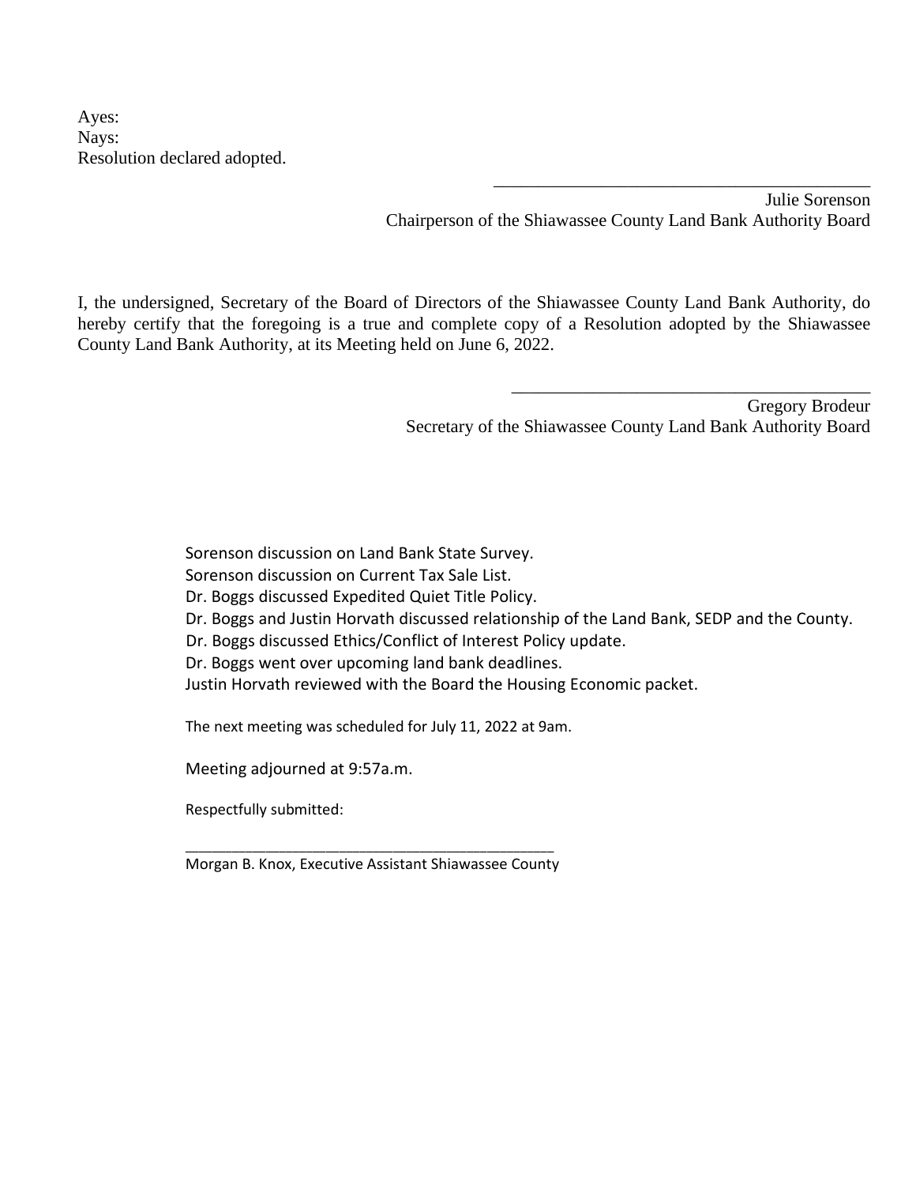Ayes:
Nays:
Resolution declared adopted.

\_\_\_\_\_\_\_\_\_\_\_\_\_\_\_\_\_\_\_\_\_\_\_\_\_\_\_\_\_\_\_\_\_\_\_\_\_\_\_\_

Julie Sorenson
Chairperson of the Shiawassee County Land Bank Authority Board

I, the undersigned, Secretary of the Board of Directors of the Shiawassee County Land Bank Authority, do hereby certify that the foregoing is a true and complete copy of a Resolution adopted by the Shiawassee County Land Bank Authority, at its Meeting held on June 6, 2022.

\_\_\_\_\_\_\_\_\_\_\_\_\_\_\_\_\_\_\_\_\_\_\_\_\_\_\_\_\_\_\_\_\_\_\_\_\_\_\_\_

Gregory Brodeur
Secretary of the Shiawassee County Land Bank Authority Board

Sorenson discussion on Land Bank State Survey.
Sorenson discussion on Current Tax Sale List.
Dr. Boggs discussed Expedited Quiet Title Policy.
Dr. Boggs and Justin Horvath discussed relationship of the Land Bank, SEDP and the County.
Dr. Boggs discussed Ethics/Conflict of Interest Policy update.
Dr. Boggs went over upcoming land bank deadlines.
Justin Horvath reviewed with the Board the Housing Economic packet.

The next meeting was scheduled for July 11, 2022 at 9am.

Meeting adjourned at 9:57a.m.

Respectfully submitted:

\_\_\_\_\_\_\_\_\_\_\_\_\_\_\_\_\_\_\_\_\_\_\_\_\_\_\_\_\_\_\_\_\_\_\_\_\_\_\_\_

Morgan B. Knox, Executive Assistant Shiawassee County